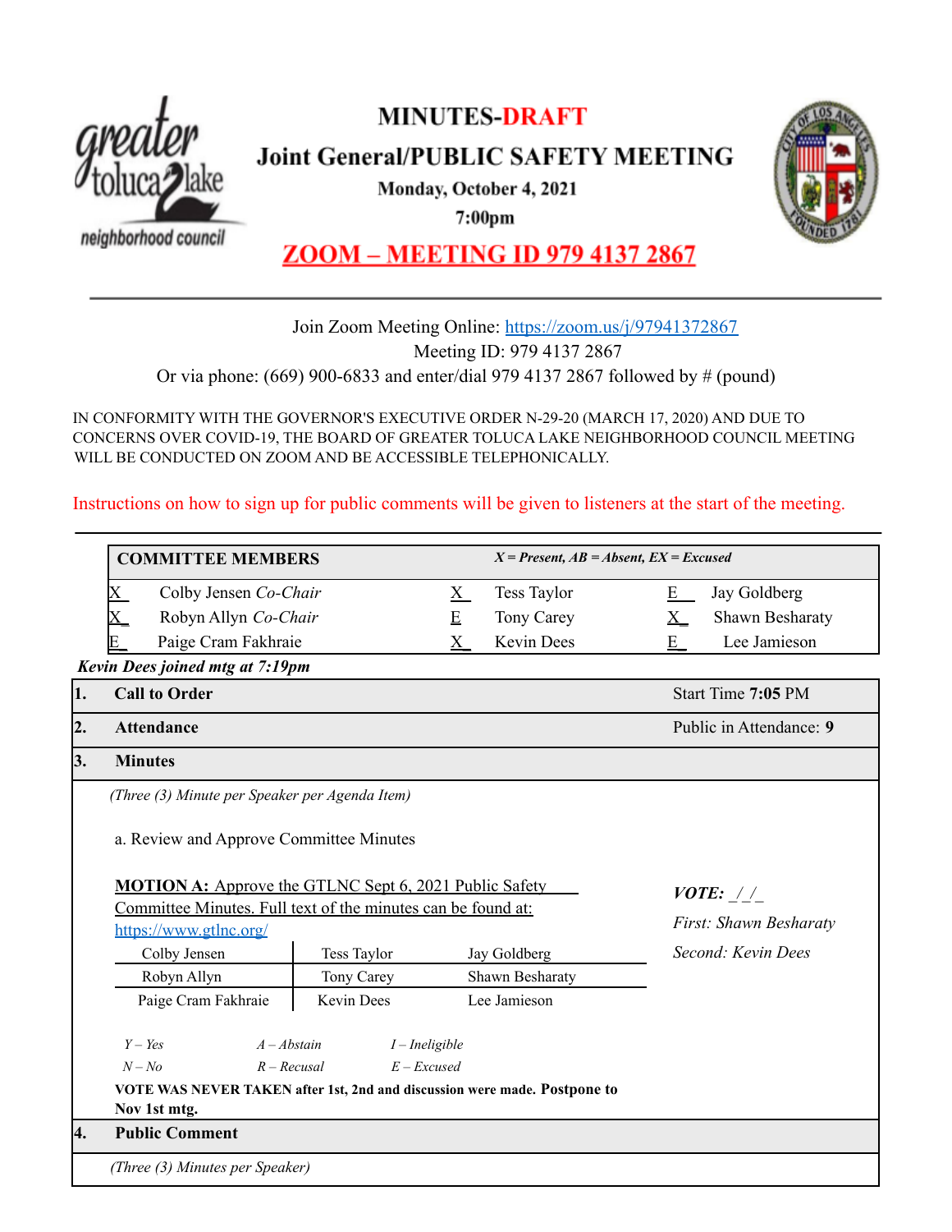# MINUTES-DRAFT

## Joint General/PUBLIC SAFETY MEETING

**Monday, October 4, 2021**

**7:00pm**

## ZOOM – MEETING ID 979 4137 2867

Join Zoom Meeting Online: https://zoom.us/j/97941372867

Meeting ID: 979 4137 2867

Or via phone: (669) 900-6833 and enter/dial 979 4137 2867 followed by # (pound)

IN CONFORMITY WITH THE GOVERNOR'S EXECUTIVE ORDER N-29-20 (MARCH 17, 2020) AND DUE TO CONCERNS OVER COVID-19, THE BOARD OF GREATER TOLUCA LAKE NEIGHBORHOOD COUNCIL MEETING WILL BE CONDUCTED ON ZOOM AND BE ACCESSIBLE TELEPHONICALLY.

Instructions on how to sign up for public comments will be given to listeners at the start of the meeting.

| COMMITTEE MEMBERS | | *X = Present, AB = Absent, EX = Excused* | | | |
|---|---|---|---|---|---|
| X | Colby Jensen *Co-Chair* | X | Tess Taylor | E | Jay Goldberg |
| X | Robyn Allyn *Co-Chair* | E | Tony Carey | X | Shawn Besharaty |
| E | Paige Cram Fakhraie | X | Kevin Dees | E | Lee Jamieson |

***Kevin Dees joined mtg at 7:19pm***

| | | |
|---|---|---|
| **1.** | **Call to Order** | Start Time **7:05** PM |
| **2.** | **Attendance** | Public in Attendance: **9** |
| **3.** | **Minutes** | |

*(Three (3) Minute per Speaker per Agenda Item)*

a. Review and Approve Committee Minutes

**MOTION A:** Approve the GTLNC Sept 6, 2021 Public Safety Committee Minutes. Full text of the minutes can be found at: https://www.gtlnc.org/

***VOTE:** _/_/_*

*First: Shawn Besharaty*

*Second: Kevin Dees*

| | | |
|---|---|---|
| Colby Jensen | Tess Taylor | Jay Goldberg |
| Robyn Allyn | Tony Carey | Shawn Besharaty |
| Paige Cram Fakhraie | Kevin Dees | Lee Jamieson |

| | | |
|---|---|---|
| *Y – Yes* | *A – Abstain* | *I – Ineligible* |
| *N – No* | *R – Recusal* | *E – Excused* |

**VOTE WAS NEVER TAKEN after 1st, 2nd and discussion were made. Postpone to Nov 1st mtg.**

| | |
|---|---|
| **4.** | **Public Comment** |

*(Three (3) Minutes per Speaker)*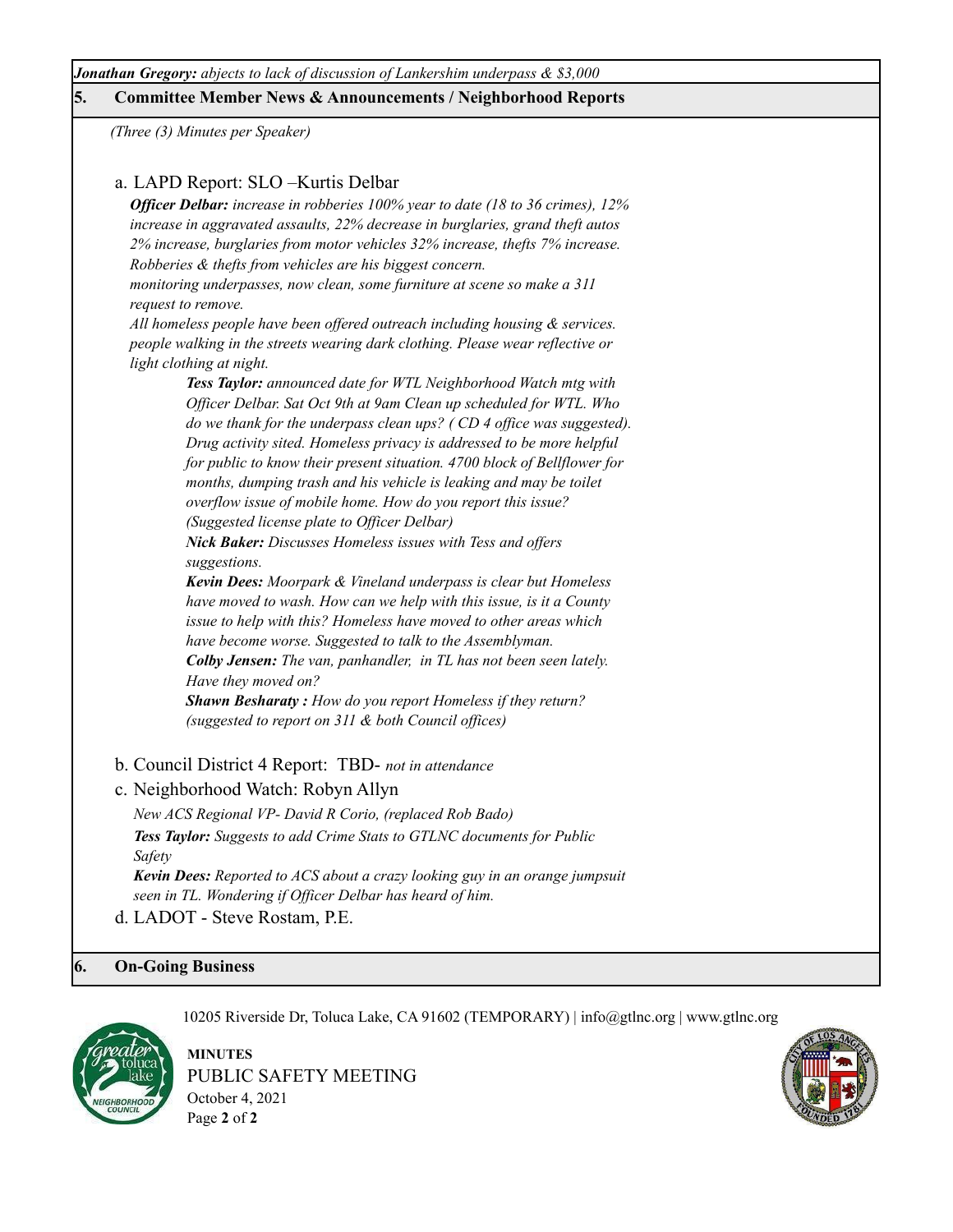*__Jonathan Gregory:__ objects to lack of discussion of Lankershim underpass & $3,000*

## 5. Committee Member News & Announcements / Neighborhood Reports

*(Three (3) Minutes per Speaker)*

a. LAPD Report: SLO –Kurtis Delbar

*__Officer Delbar:__ increase in robberies 100% year to date (18 to 36 crimes), 12% increase in aggravated assaults, 22% decrease in burglaries, grand theft autos 2% increase, burglaries from motor vehicles 32% increase, thefts 7% increase. Robberies & thefts from vehicles are his biggest concern. monitoring underpasses, now clean, some furniture at scene so make a 311 request to remove. All homeless people have been offered outreach including housing & services. people walking in the streets wearing dark clothing. Please wear reflective or light clothing at night.*

*__Tess Taylor:__ announced date for WTL Neighborhood Watch mtg with Officer Delbar. Sat Oct 9th at 9am Clean up scheduled for WTL. Who do we thank for the underpass clean ups? ( CD 4 office was suggested). Drug activity sited. Homeless privacy is addressed to be more helpful for public to know their present situation. 4700 block of Bellflower for months, dumping trash and his vehicle is leaking and may be toilet overflow issue of mobile home. How do you report this issue? (Suggested license plate to Officer Delbar)*

*__Nick Baker:__ Discusses Homeless issues with Tess and offers suggestions.*

*__Kevin Dees:__ Moorpark & Vineland underpass is clear but Homeless have moved to wash. How can we help with this issue, is it a County issue to help with this? Homeless have moved to other areas which have become worse. Suggested to talk to the Assemblyman.*

*__Colby Jensen:__ The van, panhandler, in TL has not been seen lately. Have they moved on?*

*__Shawn Besharaty :__ How do you report Homeless if they return? (suggested to report on 311 & both Council offices)*

b. Council District 4 Report: TBD- *not in attendance*

c. Neighborhood Watch: Robyn Allyn

*New ACS Regional VP- David R Corio, (replaced Rob Bado)*

*__Tess Taylor:__ Suggests to add Crime Stats to GTLNC documents for Public Safety*

*__Kevin Dees:__ Reported to ACS about a crazy looking guy in an orange jumpsuit seen in TL. Wondering if Officer Delbar has heard of him.*

d. LADOT - Steve Rostam, P.E.

## 6. On-Going Business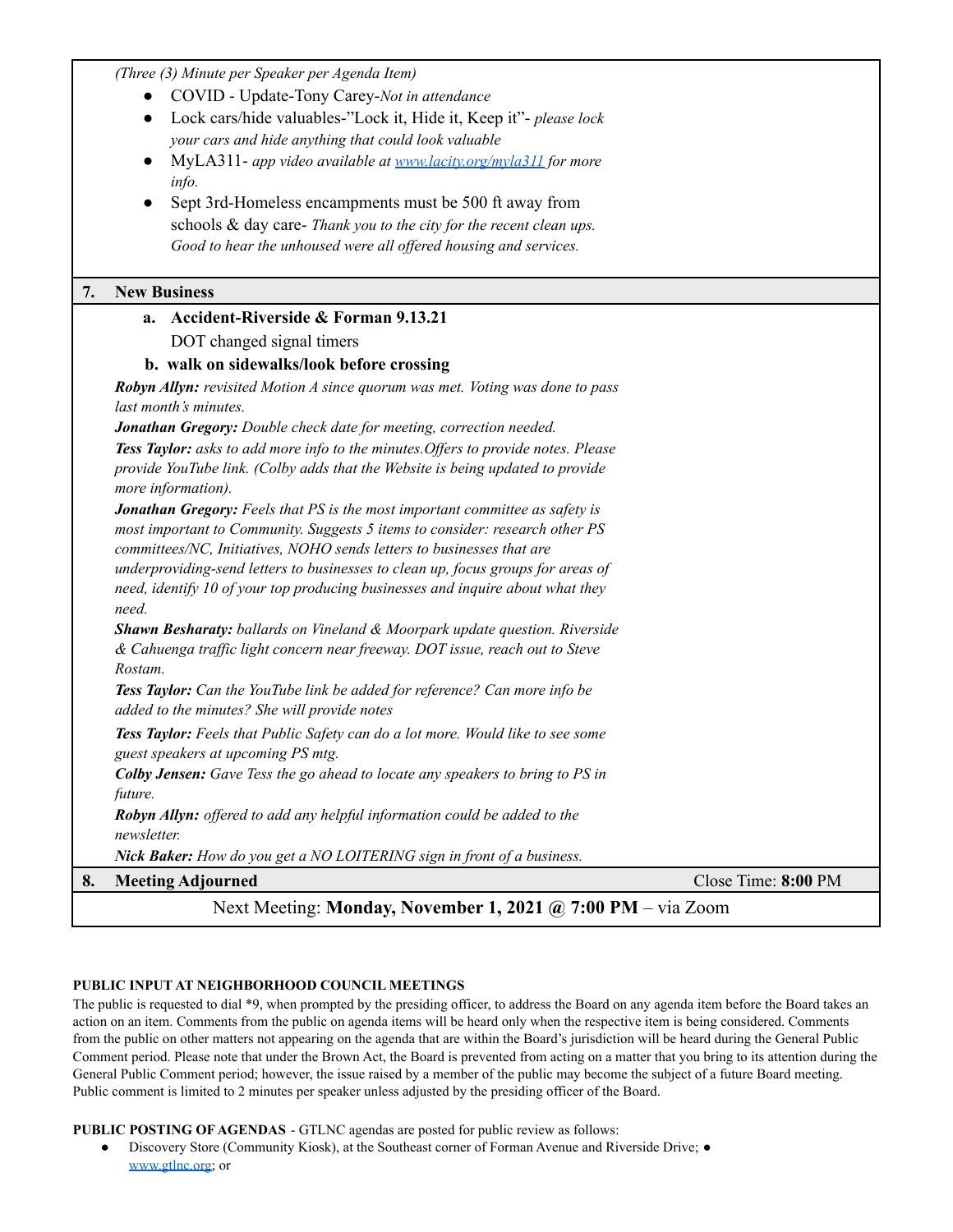*(Three (3) Minute per Speaker per Agenda Item)*

- COVID - Update-Tony Carey-*Not in attendance*
- Lock cars/hide valuables-"Lock it, Hide it, Keep it"- *please lock your cars and hide anything that could look valuable*
- MyLA311- *app video available at [www.lacity.org/myla311](http://www.lacity.org/myla311) for more info.*
- Sept 3rd-Homeless encampments must be 500 ft away from schools & day care- *Thank you to the city for the recent clean ups. Good to hear the unhoused were all offered housing and services.*

## 7. New Business

**a. Accident-Riverside & Forman 9.13.21**

DOT changed signal timers

**b. walk on sidewalks/look before crossing**

***Robyn Allyn:*** *revisited Motion A since quorum was met. Voting was done to pass last month's minutes.*

***Jonathan Gregory:*** *Double check date for meeting, correction needed.*

***Tess Taylor:*** *asks to add more info to the minutes.Offers to provide notes. Please provide YouTube link. (Colby adds that the Website is being updated to provide more information).*

***Jonathan Gregory:*** *Feels that PS is the most important committee as safety is most important to Community. Suggests 5 items to consider: research other PS committees/NC, Initiatives, NOHO sends letters to businesses that are underproviding-send letters to businesses to clean up, focus groups for areas of need, identify 10 of your top producing businesses and inquire about what they need.*

***Shawn Besharaty:*** *ballards on Vineland & Moorpark update question. Riverside & Cahuenga traffic light concern near freeway. DOT issue, reach out to Steve Rostam.*

***Tess Taylor:*** *Can the YouTube link be added for reference? Can more info be added to the minutes? She will provide notes*

***Tess Taylor:*** *Feels that Public Safety can do a lot more. Would like to see some guest speakers at upcoming PS mtg.*

***Colby Jensen:*** *Gave Tess the go ahead to locate any speakers to bring to PS in future.*

***Robyn Allyn:*** *offered to add any helpful information could be added to the newsletter.*

***Nick Baker:*** *How do you get a NO LOITERING sign in front of a business.*

## 8. Meeting Adjourned

Close Time: **8:00** PM

Next Meeting: **Monday, November 1, 2021 @ 7:00 PM** – via Zoom

**PUBLIC INPUT AT NEIGHBORHOOD COUNCIL MEETINGS**

The public is requested to dial *9, when prompted by the presiding officer, to address the Board on any agenda item before the Board takes an action on an item. Comments from the public on agenda items will be heard only when the respective item is being considered. Comments from the public on other matters not appearing on the agenda that are within the Board's jurisdiction will be heard during the General Public Comment period. Please note that under the Brown Act, the Board is prevented from acting on a matter that you bring to its attention during the General Public Comment period; however, the issue raised by a member of the public may become the subject of a future Board meeting. Public comment is limited to 2 minutes per speaker unless adjusted by the presiding officer of the Board.

**PUBLIC POSTING OF AGENDAS** - GTLNC agendas are posted for public review as follows:

- Discovery Store (Community Kiosk), at the Southeast corner of Forman Avenue and Riverside Drive;
- [www.gtlnc.org](http://www.gtlnc.org); or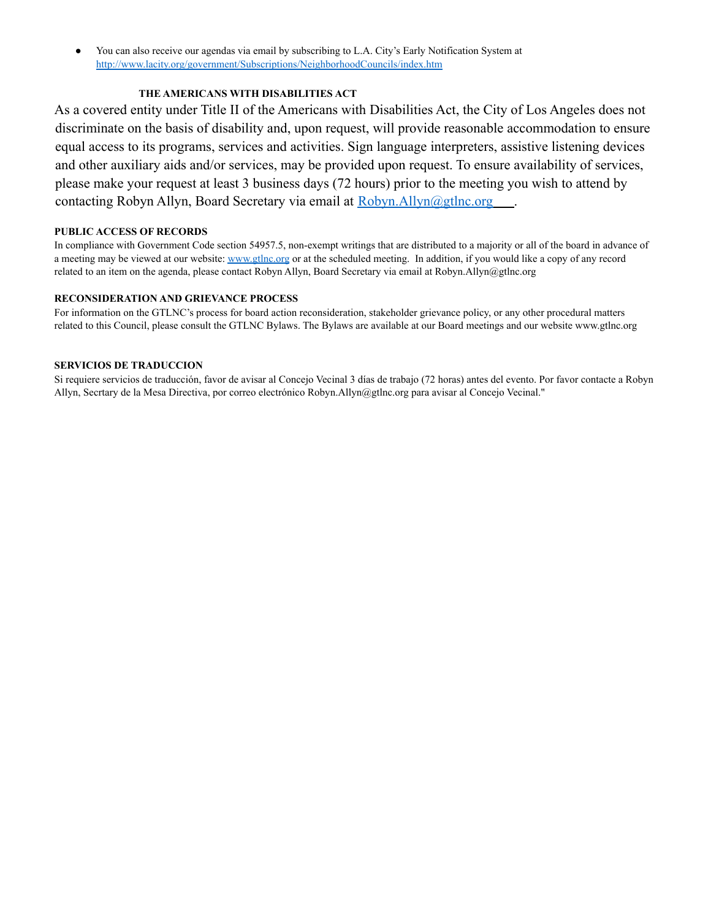- You can also receive our agendas via email by subscribing to L.A. City's Early Notification System at http://www.lacity.org/government/Subscriptions/NeighborhoodCouncils/index.htm

**THE AMERICANS WITH DISABILITIES ACT**

As a covered entity under Title II of the Americans with Disabilities Act, the City of Los Angeles does not discriminate on the basis of disability and, upon request, will provide reasonable accommodation to ensure equal access to its programs, services and activities. Sign language interpreters, assistive listening devices and other auxiliary aids and/or services, may be provided upon request. To ensure availability of services, please make your request at least 3 business days (72 hours) prior to the meeting you wish to attend by contacting Robyn Allyn, Board Secretary via email at Robyn.Allyn@gtlnc.org.

**PUBLIC ACCESS OF RECORDS**

In compliance with Government Code section 54957.5, non-exempt writings that are distributed to a majority or all of the board in advance of a meeting may be viewed at our website: www.gtlnc.org or at the scheduled meeting. In addition, if you would like a copy of any record related to an item on the agenda, please contact Robyn Allyn, Board Secretary via email at Robyn.Allyn@gtlnc.org

**RECONSIDERATION AND GRIEVANCE PROCESS**

For information on the GTLNC's process for board action reconsideration, stakeholder grievance policy, or any other procedural matters related to this Council, please consult the GTLNC Bylaws. The Bylaws are available at our Board meetings and our website www.gtlnc.org

**SERVICIOS DE TRADUCCION**

Si requiere servicios de traducción, favor de avisar al Concejo Vecinal 3 días de trabajo (72 horas) antes del evento. Por favor contacte a Robyn Allyn, Secrtary de la Mesa Directiva, por correo electrónico Robyn.Allyn@gtlnc.org para avisar al Concejo Vecinal."